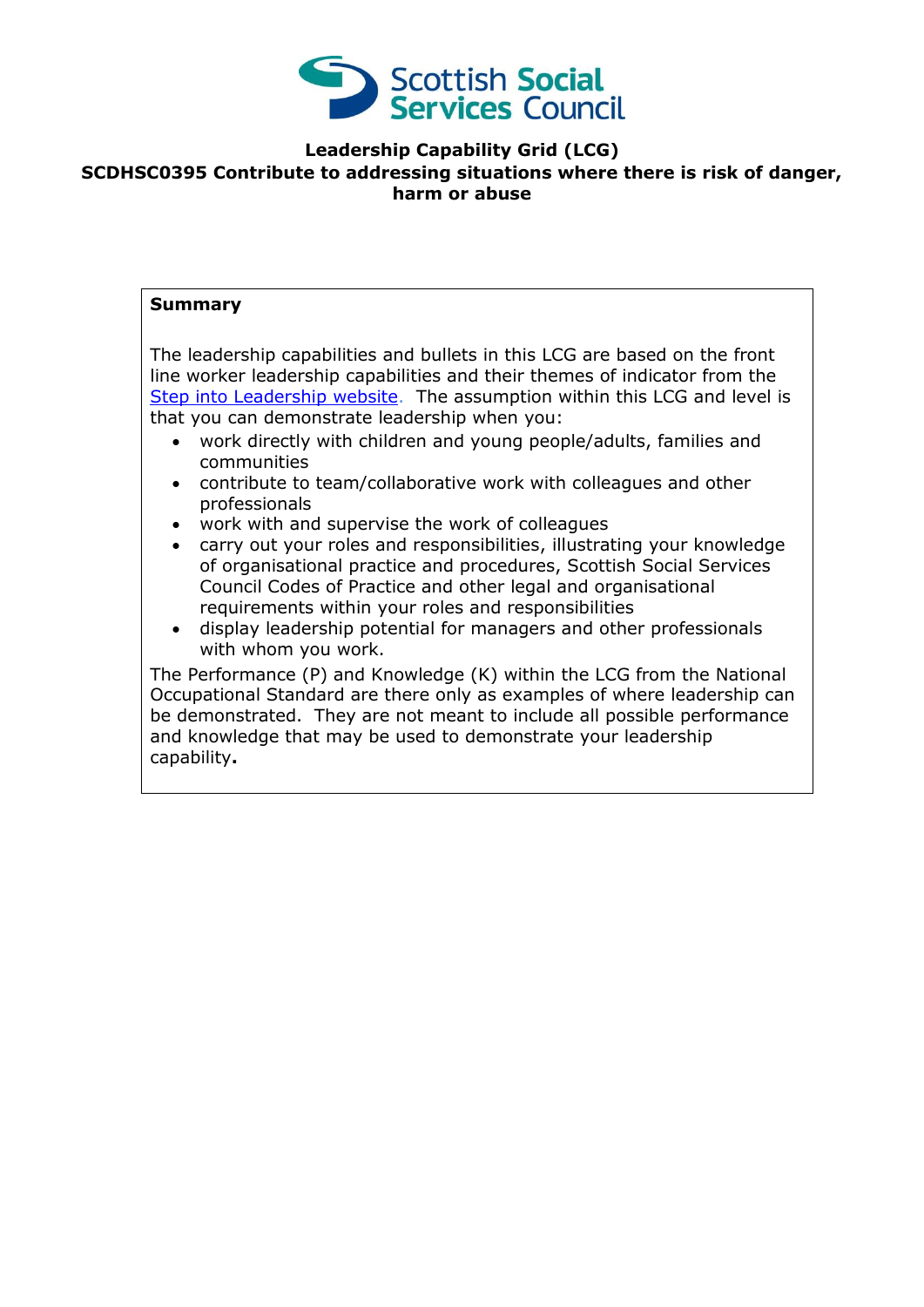**Leadership Capability Grid (LCG)**

**SCDHSC0395 Contribute to addressing situations where there is risk of danger, harm or abuse**

**Summary**

The leadership capabilities and bullets in this LCG are based on the front line worker leadership capabilities and their themes of indicator from the [Step into Leadership website](). The assumption within this LCG and level is that you can demonstrate leadership when you:

- work directly with children and young people/adults, families and communities
- contribute to team/collaborative work with colleagues and other professionals
- work with and supervise the work of colleagues
- carry out your roles and responsibilities, illustrating your knowledge of organisational practice and procedures, Scottish Social Services Council Codes of Practice and other legal and organisational requirements within your roles and responsibilities
- display leadership potential for managers and other professionals with whom you work.

The Performance (P) and Knowledge (K) within the LCG from the National Occupational Standard are there only as examples of where leadership can be demonstrated. They are not meant to include all possible performance and knowledge that may be used to demonstrate your leadership capability**.**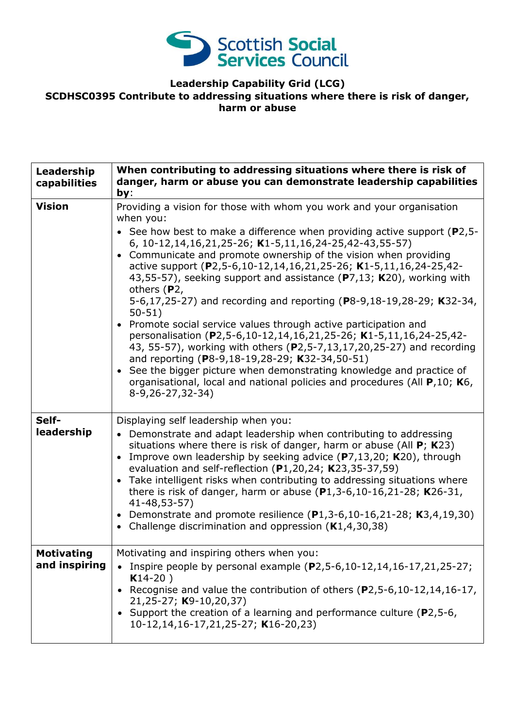**Scottish Social Services Council**

**Leadership Capability Grid (LCG)**
**SCDHSC0395 Contribute to addressing situations where there is risk of danger, harm or abuse**

| **Leadership capabilities** | **When contributing to addressing situations where there is risk of danger, harm or abuse you can demonstrate leadership capabilities by**: |
|---|---|
| **Vision** | Providing a vision for those with whom you work and your organisation when you:<br>• See how best to make a difference when providing active support (**P**2,5-6, 10-12,14,16,21,25-26; **K**1-5,11,16,24-25,42-43,55-57)<br>• Communicate and promote ownership of the vision when providing active support (**P**2,5-6,10-12,14,16,21,25-26; **K**1-5,11,16,24-25,42-43,55-57), seeking support and assistance (**P**7,13; **K**20), working with others (**P**2, 5-6,17,25-27) and recording and reporting (**P**8-9,18-19,28-29; **K**32-34, 50-51)<br>• Promote social service values through active participation and personalisation (**P**2,5-6,10-12,14,16,21,25-26; **K**1-5,11,16,24-25,42-43, 55-57), working with others (**P**2,5-7,13,17,20,25-27) and recording and reporting (**P**8-9,18-19,28-29; **K**32-34,50-51)<br>• See the bigger picture when demonstrating knowledge and practice of organisational, local and national policies and procedures (All **P**,10; **K**6, 8-9,26-27,32-34) |
| **Self-leadership** | Displaying self leadership when you:<br>• Demonstrate and adapt leadership when contributing to addressing situations where there is risk of danger, harm or abuse (All **P**; **K**23)<br>• Improve own leadership by seeking advice (**P**7,13,20; **K**20), through evaluation and self-reflection (**P**1,20,24; **K**23,35-37,59)<br>• Take intelligent risks when contributing to addressing situations where there is risk of danger, harm or abuse (**P**1,3-6,10-16,21-28; **K**26-31, 41-48,53-57)<br>• Demonstrate and promote resilience (**P**1,3-6,10-16,21-28; **K**3,4,19,30)<br>• Challenge discrimination and oppression (**K**1,4,30,38) |
| **Motivating and inspiring** | Motivating and inspiring others when you:<br>• Inspire people by personal example (**P**2,5-6,10-12,14,16-17,21,25-27; **K**14-20 )<br>• Recognise and value the contribution of others (**P**2,5-6,10-12,14,16-17, 21,25-27; **K**9-10,20,37)<br>• Support the creation of a learning and performance culture (**P**2,5-6, 10-12,14,16-17,21,25-27; **K**16-20,23) |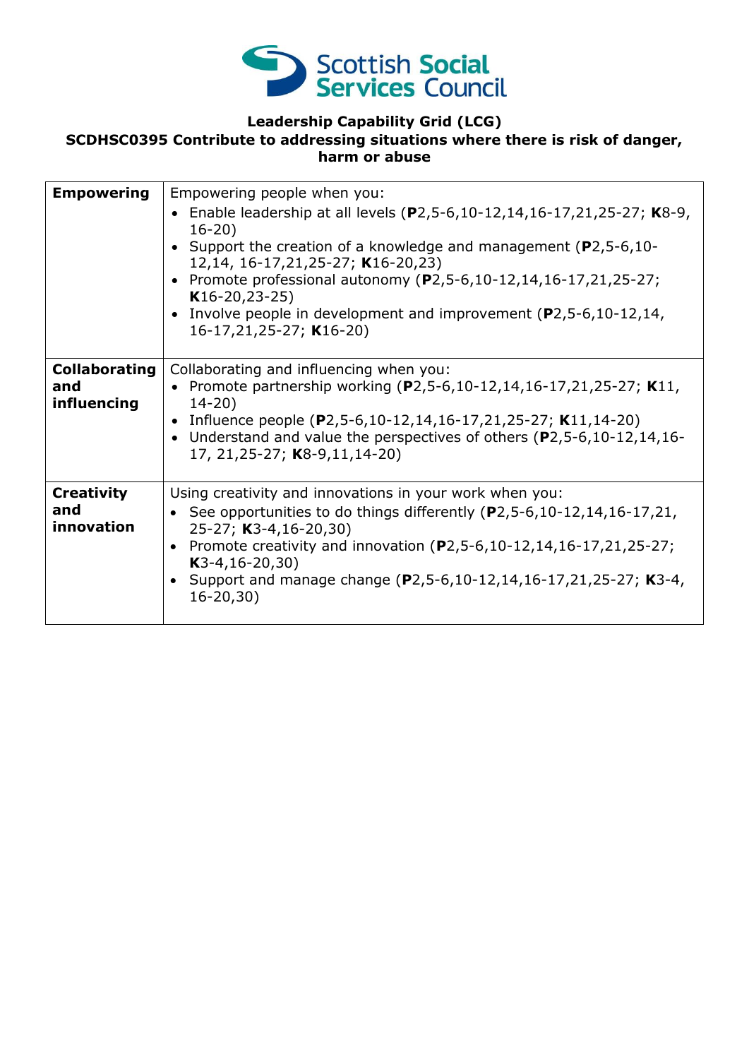Scottish Social Services Council

**Leadership Capability Grid (LCG)**
**SCDHSC0395 Contribute to addressing situations where there is risk of danger, harm or abuse**

| | |
|---|---|
| **Empowering** | Empowering people when you:<br>• Enable leadership at all levels (**P**2,5-6,10-12,14,16-17,21,25-27; **K**8-9, 16-20)<br>• Support the creation of a knowledge and management (**P**2,5-6,10-12,14, 16-17,21,25-27; **K**16-20,23)<br>• Promote professional autonomy (**P**2,5-6,10-12,14,16-17,21,25-27; **K**16-20,23-25)<br>• Involve people in development and improvement (**P**2,5-6,10-12,14, 16-17,21,25-27; **K**16-20) |
| **Collaborating and influencing** | Collaborating and influencing when you:<br>• Promote partnership working (**P**2,5-6,10-12,14,16-17,21,25-27; **K**11, 14-20)<br>• Influence people (**P**2,5-6,10-12,14,16-17,21,25-27; **K**11,14-20)<br>• Understand and value the perspectives of others (**P**2,5-6,10-12,14,16-17, 21,25-27; **K**8-9,11,14-20) |
| **Creativity and innovation** | Using creativity and innovations in your work when you:<br>• See opportunities to do things differently (**P**2,5-6,10-12,14,16-17,21, 25-27; **K**3-4,16-20,30)<br>• Promote creativity and innovation (**P**2,5-6,10-12,14,16-17,21,25-27; **K**3-4,16-20,30)<br>• Support and manage change (**P**2,5-6,10-12,14,16-17,21,25-27; **K**3-4, 16-20,30) |